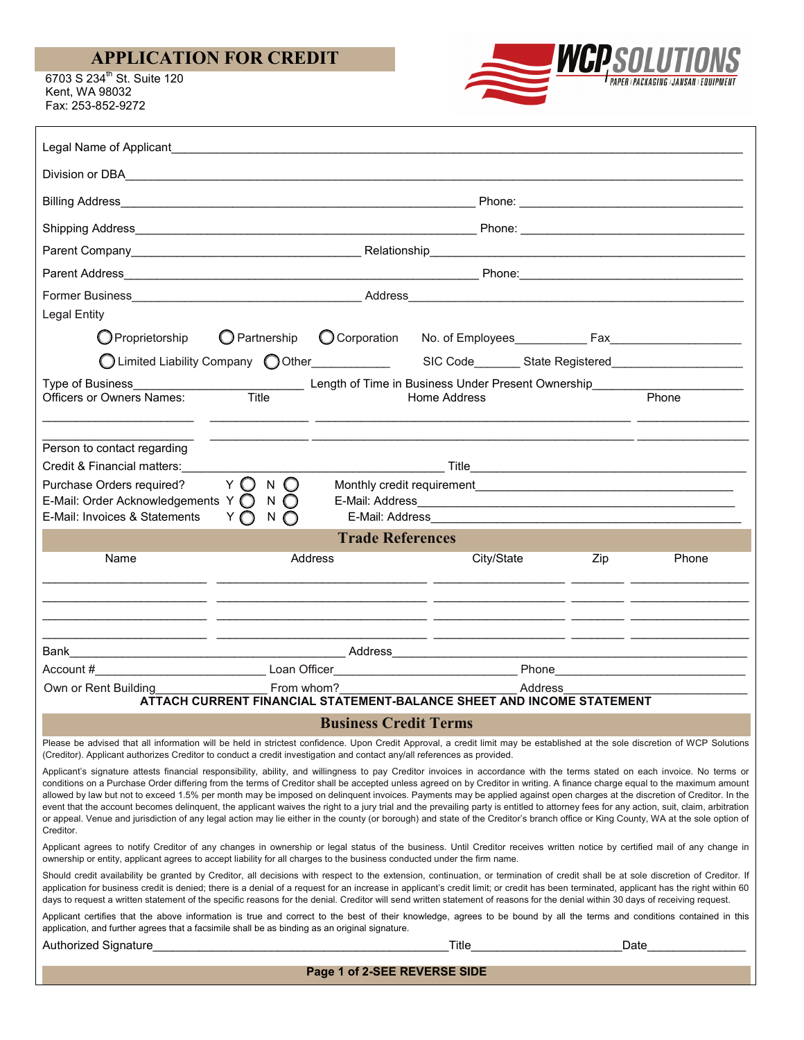# APPLICATION FOR CREDIT

6703 S 234th St. Suite 120
Kent, WA 98032
Fax: 253-852-9272

WCP SOLUTIONS
PAPER | PACKAGING | JANSAN | EQUIPMENT

Legal Name of Applicant______________________________________________

Division or DBA______________________________________________

Billing Address______________________________ Phone: ____________________

Shipping Address______________________________ Phone: ____________________

Parent Company____________________ Relationship____________________

Parent Address______________________________ Phone:____________________

Former Business____________________ Address____________________

Legal Entity

◯ Proprietorship ◯ Partnership ◯ Corporation No. of Employees__________ Fax____________________

◯ Limited Liability Company ◯ Other____________ SIC Code______ State Registered____________________

Type of Business____________________ Length of Time in Business Under Present Ownership____________________

| Officers or Owners Names: | Title | Home Address | Phone |
|---|---|---|---|
| | | | |
| | | | |

Person to contact regarding
Credit & Financial matters:______________________________ Title______________________________

Purchase Orders required? Y ◯ N ◯ Monthly credit requirement______________________________

E-Mail: Order Acknowledgements Y ◯ N ◯ E-Mail: Address______________________________

E-Mail: Invoices & Statements Y ◯ N ◯ E-Mail: Address______________________________

## Trade References

| Name | Address | City/State | Zip | Phone |
|---|---|---|---|---|
| | | | | |
| | | | | |
| | | | | |
| | | | | |

Bank______________________________ Address______________________________

Account #____________________ Loan Officer____________________ Phone____________________

Own or Rent Building______________ From whom?____________________ Address____________________

**ATTACH CURRENT FINANCIAL STATEMENT-BALANCE SHEET AND INCOME STATEMENT**

## Business Credit Terms

Please be advised that all information will be held in strictest confidence. Upon Credit Approval, a credit limit may be established at the sole discretion of WCP Solutions (Creditor). Applicant authorizes Creditor to conduct a credit investigation and contact any/all references as provided.

Applicant's signature attests financial responsibility, ability, and willingness to pay Creditor invoices in accordance with the terms stated on each invoice. No terms or conditions on a Purchase Order differing from the terms of Creditor shall be accepted unless agreed on by Creditor in writing. A finance charge equal to the maximum amount allowed by law but not to exceed 1.5% per month may be imposed on delinquent invoices. Payments may be applied against open charges at the discretion of Creditor. In the event that the account becomes delinquent, the applicant waives the right to a jury trial and the prevailing party is entitled to attorney fees for any action, suit, claim, arbitration or appeal. Venue and jurisdiction of any legal action may lie either in the county (or borough) and state of the Creditor's branch office or King County, WA at the sole option of Creditor.

Applicant agrees to notify Creditor of any changes in ownership or legal status of the business. Until Creditor receives written notice by certified mail of any change in ownership or entity, applicant agrees to accept liability for all charges to the business conducted under the firm name.

Should credit availability be granted by Creditor, all decisions with respect to the extension, continuation, or termination of credit shall be at sole discretion of Creditor. If application for business credit is denied; there is a denial of a request for an increase in applicant's credit limit; or credit has been terminated, applicant has the right within 60 days to request a written statement of the specific reasons for the denial. Creditor will send written statement of reasons for the denial within 30 days of receiving request.

Applicant certifies that the above information is true and correct to the best of their knowledge, agrees to be bound by all the terms and conditions contained in this application, and further agrees that a facsimile shall be as binding as an original signature.

Authorized Signature______________________________ Title____________________ Date______________

**Page 1 of 2-SEE REVERSE SIDE**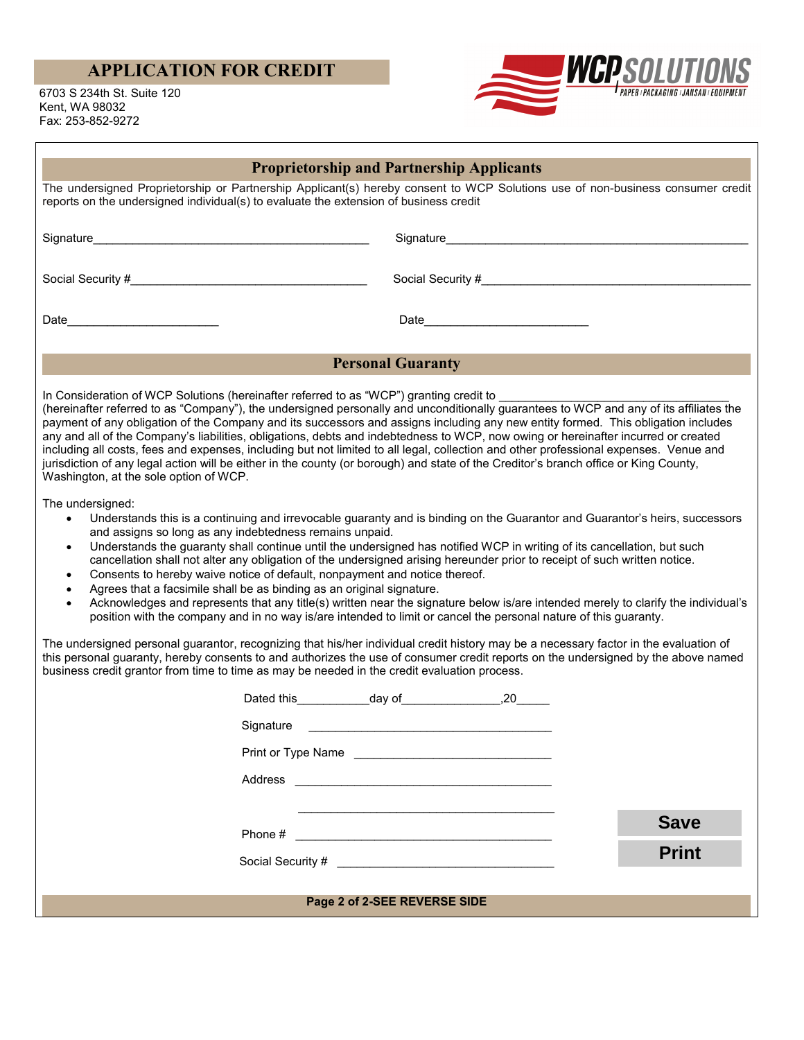# APPLICATION FOR CREDIT

6703 S 234th St. Suite 120
Kent, WA 98032
Fax: 253-852-9272

WCP SOLUTIONS
PAPER | PACKAGING | JANSAN | EQUIPMENT

## Proprietorship and Partnership Applicants

The undersigned Proprietorship or Partnership Applicant(s) hereby consent to WCP Solutions use of non-business consumer credit reports on the undersigned individual(s) to evaluate the extension of business credit

Signature___________________________________________ Signature_______________________________________________

Social Security #____________________________________ Social Security #__________________________________________

Date_______________________ Date_________________________

## Personal Guaranty

In Consideration of WCP Solutions (hereinafter referred to as "WCP") granting credit to ___________________________________ (hereinafter referred to as "Company"), the undersigned personally and unconditionally guarantees to WCP and any of its affiliates the payment of any obligation of the Company and its successors and assigns including any new entity formed. This obligation includes any and all of the Company's liabilities, obligations, debts and indebtedness to WCP, now owing or hereinafter incurred or created including all costs, fees and expenses, including but not limited to all legal, collection and other professional expenses. Venue and jurisdiction of any legal action will be either in the county (or borough) and state of the Creditor's branch office or King County, Washington, at the sole option of WCP.

The undersigned:

- Understands this is a continuing and irrevocable guaranty and is binding on the Guarantor and Guarantor's heirs, successors and assigns so long as any indebtedness remains unpaid.
- Understands the guaranty shall continue until the undersigned has notified WCP in writing of its cancellation, but such cancellation shall not alter any obligation of the undersigned arising hereunder prior to receipt of such written notice.
- Consents to hereby waive notice of default, nonpayment and notice thereof.
- Agrees that a facsimile shall be as binding as an original signature.
- Acknowledges and represents that any title(s) written near the signature below is/are intended merely to clarify the individual's position with the company and in no way is/are intended to limit or cancel the personal nature of this guaranty.

The undersigned personal guarantor, recognizing that his/her individual credit history may be a necessary factor in the evaluation of this personal guaranty, hereby consents to and authorizes the use of consumer credit reports on the undersigned by the above named business credit grantor from time to time as may be needed in the credit evaluation process.

Dated this___________day of_______________,20_____

Signature _______________________________________

Print or Type Name ______________________________

Address _________________________________________

_________________________________________

Phone # _________________________________________

Social Security # _________________________________

Save

Print